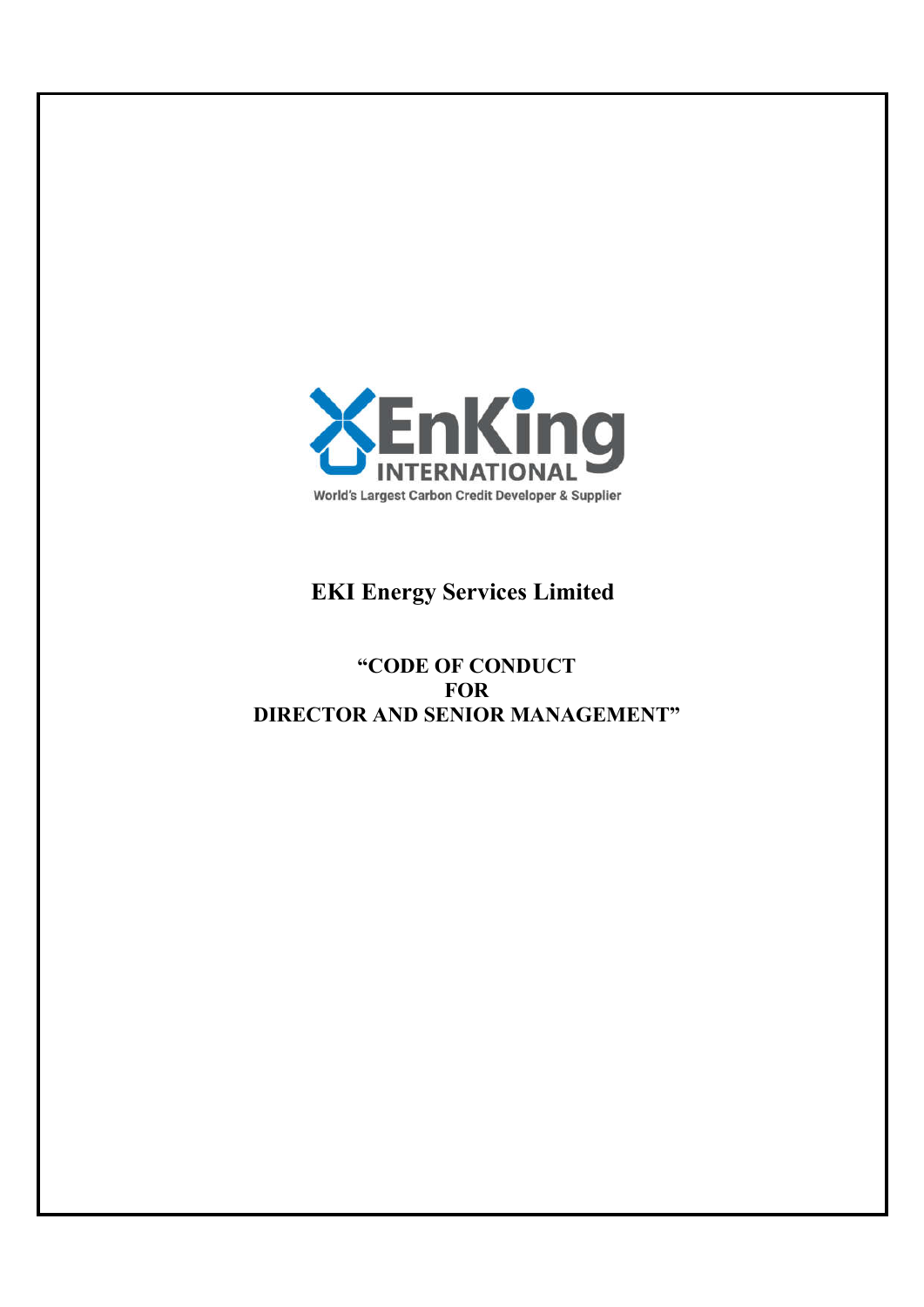EnKing INTERNATIONAL

World's Largest Carbon Credit Developer & Supplier

# EKI Energy Services Limited

## "CODE OF CONDUCT FOR DIRECTOR AND SENIOR MANAGEMENT"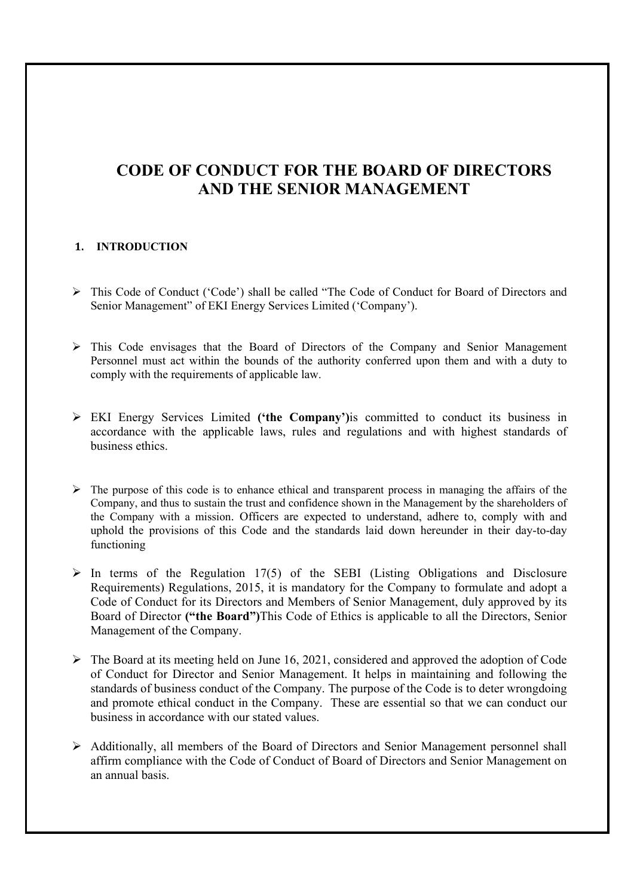# CODE OF CONDUCT FOR THE BOARD OF DIRECTORS AND THE SENIOR MANAGEMENT

## 1. INTRODUCTION

- This Code of Conduct ('Code') shall be called "The Code of Conduct for Board of Directors and Senior Management" of EKI Energy Services Limited ('Company').

- This Code envisages that the Board of Directors of the Company and Senior Management Personnel must act within the bounds of the authority conferred upon them and with a duty to comply with the requirements of applicable law.

- EKI Energy Services Limited **('the Company')**is committed to conduct its business in accordance with the applicable laws, rules and regulations and with highest standards of business ethics.

- The purpose of this code is to enhance ethical and transparent process in managing the affairs of the Company, and thus to sustain the trust and confidence shown in the Management by the shareholders of the Company with a mission. Officers are expected to understand, adhere to, comply with and uphold the provisions of this Code and the standards laid down hereunder in their day-to-day functioning

- In terms of the Regulation 17(5) of the SEBI (Listing Obligations and Disclosure Requirements) Regulations, 2015, it is mandatory for the Company to formulate and adopt a Code of Conduct for its Directors and Members of Senior Management, duly approved by its Board of Director **("the Board")**This Code of Ethics is applicable to all the Directors, Senior Management of the Company.

- The Board at its meeting held on June 16, 2021, considered and approved the adoption of Code of Conduct for Director and Senior Management. It helps in maintaining and following the standards of business conduct of the Company. The purpose of the Code is to deter wrongdoing and promote ethical conduct in the Company. These are essential so that we can conduct our business in accordance with our stated values.

- Additionally, all members of the Board of Directors and Senior Management personnel shall affirm compliance with the Code of Conduct of Board of Directors and Senior Management on an annual basis.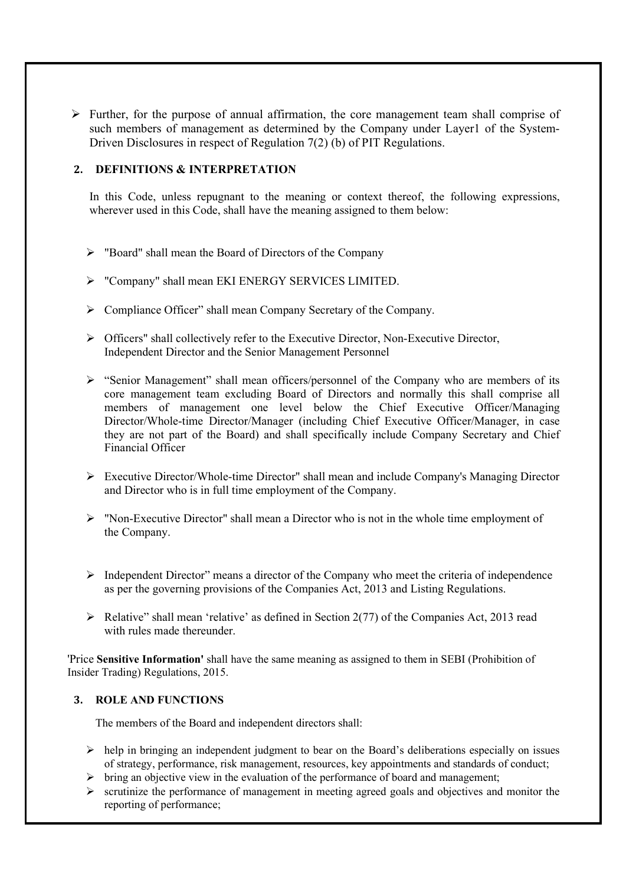- Further, for the purpose of annual affirmation, the core management team shall comprise of such members of management as determined by the Company under Layer1 of the System-Driven Disclosures in respect of Regulation 7(2) (b) of PIT Regulations.

## 2. DEFINITIONS & INTERPRETATION

In this Code, unless repugnant to the meaning or context thereof, the following expressions, wherever used in this Code, shall have the meaning assigned to them below:

- "Board" shall mean the Board of Directors of the Company
- "Company" shall mean EKI ENERGY SERVICES LIMITED.
- Compliance Officer" shall mean Company Secretary of the Company.
- Officers" shall collectively refer to the Executive Director, Non-Executive Director, Independent Director and the Senior Management Personnel
- "Senior Management" shall mean officers/personnel of the Company who are members of its core management team excluding Board of Directors and normally this shall comprise all members of management one level below the Chief Executive Officer/Managing Director/Whole-time Director/Manager (including Chief Executive Officer/Manager, in case they are not part of the Board) and shall specifically include Company Secretary and Chief Financial Officer
- Executive Director/Whole-time Director" shall mean and include Company's Managing Director and Director who is in full time employment of the Company.
- "Non-Executive Director" shall mean a Director who is not in the whole time employment of the Company.
- Independent Director" means a director of the Company who meet the criteria of independence as per the governing provisions of the Companies Act, 2013 and Listing Regulations.
- Relative" shall mean 'relative' as defined in Section 2(77) of the Companies Act, 2013 read with rules made thereunder.

'Price **Sensitive Information'** shall have the same meaning as assigned to them in SEBI (Prohibition of Insider Trading) Regulations, 2015.

## 3. ROLE AND FUNCTIONS

The members of the Board and independent directors shall:

- help in bringing an independent judgment to bear on the Board's deliberations especially on issues of strategy, performance, risk management, resources, key appointments and standards of conduct;
- bring an objective view in the evaluation of the performance of board and management;
- scrutinize the performance of management in meeting agreed goals and objectives and monitor the reporting of performance;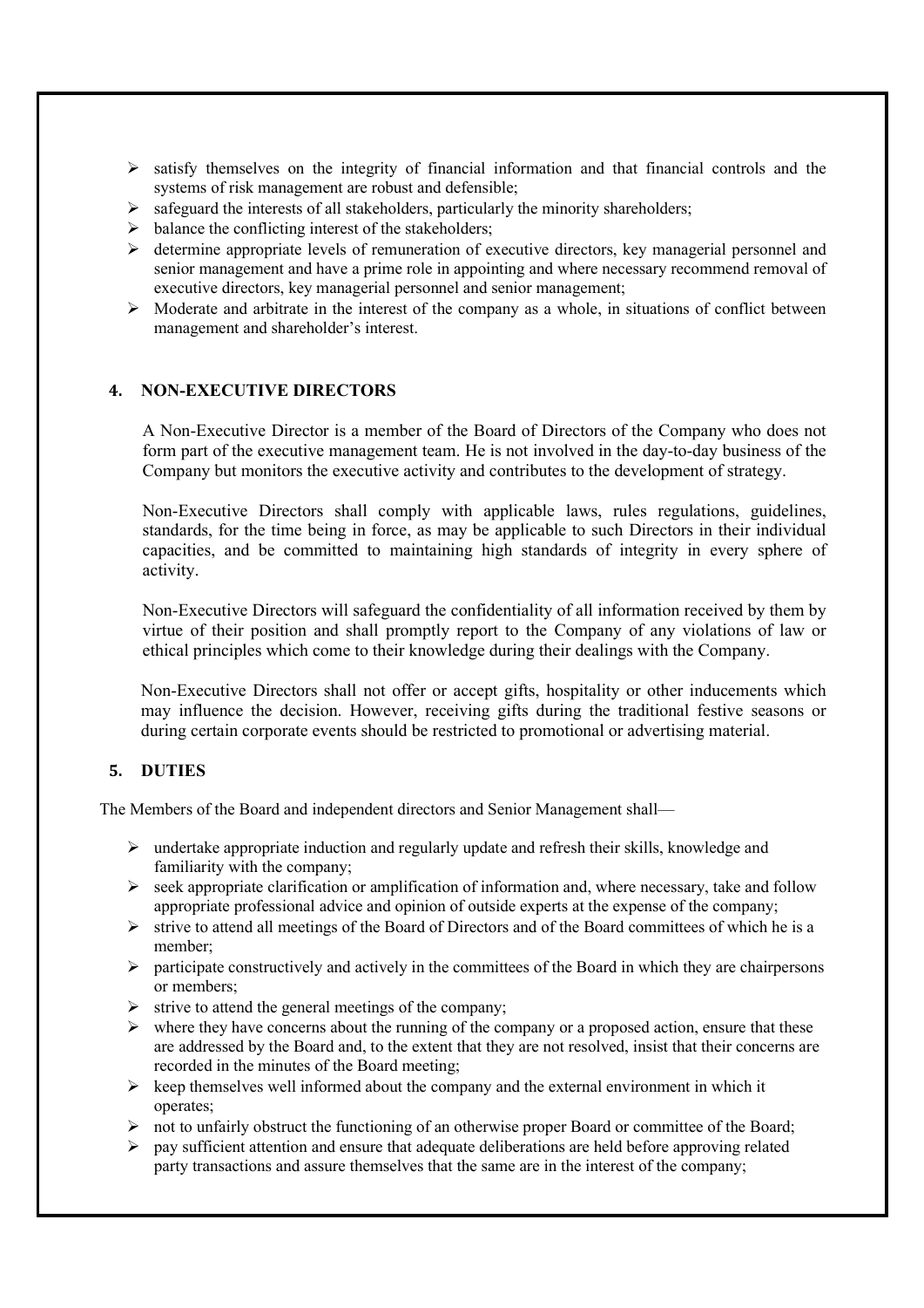- satisfy themselves on the integrity of financial information and that financial controls and the systems of risk management are robust and defensible;
- safeguard the interests of all stakeholders, particularly the minority shareholders;
- balance the conflicting interest of the stakeholders;
- determine appropriate levels of remuneration of executive directors, key managerial personnel and senior management and have a prime role in appointing and where necessary recommend removal of executive directors, key managerial personnel and senior management;
- Moderate and arbitrate in the interest of the company as a whole, in situations of conflict between management and shareholder's interest.

## 4. NON-EXECUTIVE DIRECTORS

A Non-Executive Director is a member of the Board of Directors of the Company who does not form part of the executive management team. He is not involved in the day-to-day business of the Company but monitors the executive activity and contributes to the development of strategy.

Non-Executive Directors shall comply with applicable laws, rules regulations, guidelines, standards, for the time being in force, as may be applicable to such Directors in their individual capacities, and be committed to maintaining high standards of integrity in every sphere of activity.

Non-Executive Directors will safeguard the confidentiality of all information received by them by virtue of their position and shall promptly report to the Company of any violations of law or ethical principles which come to their knowledge during their dealings with the Company.

Non-Executive Directors shall not offer or accept gifts, hospitality or other inducements which may influence the decision. However, receiving gifts during the traditional festive seasons or during certain corporate events should be restricted to promotional or advertising material.

## 5. DUTIES

The Members of the Board and independent directors and Senior Management shall—

- undertake appropriate induction and regularly update and refresh their skills, knowledge and familiarity with the company;
- seek appropriate clarification or amplification of information and, where necessary, take and follow appropriate professional advice and opinion of outside experts at the expense of the company;
- strive to attend all meetings of the Board of Directors and of the Board committees of which he is a member;
- participate constructively and actively in the committees of the Board in which they are chairpersons or members;
- strive to attend the general meetings of the company;
- where they have concerns about the running of the company or a proposed action, ensure that these are addressed by the Board and, to the extent that they are not resolved, insist that their concerns are recorded in the minutes of the Board meeting;
- keep themselves well informed about the company and the external environment in which it operates;
- not to unfairly obstruct the functioning of an otherwise proper Board or committee of the Board;
- pay sufficient attention and ensure that adequate deliberations are held before approving related party transactions and assure themselves that the same are in the interest of the company;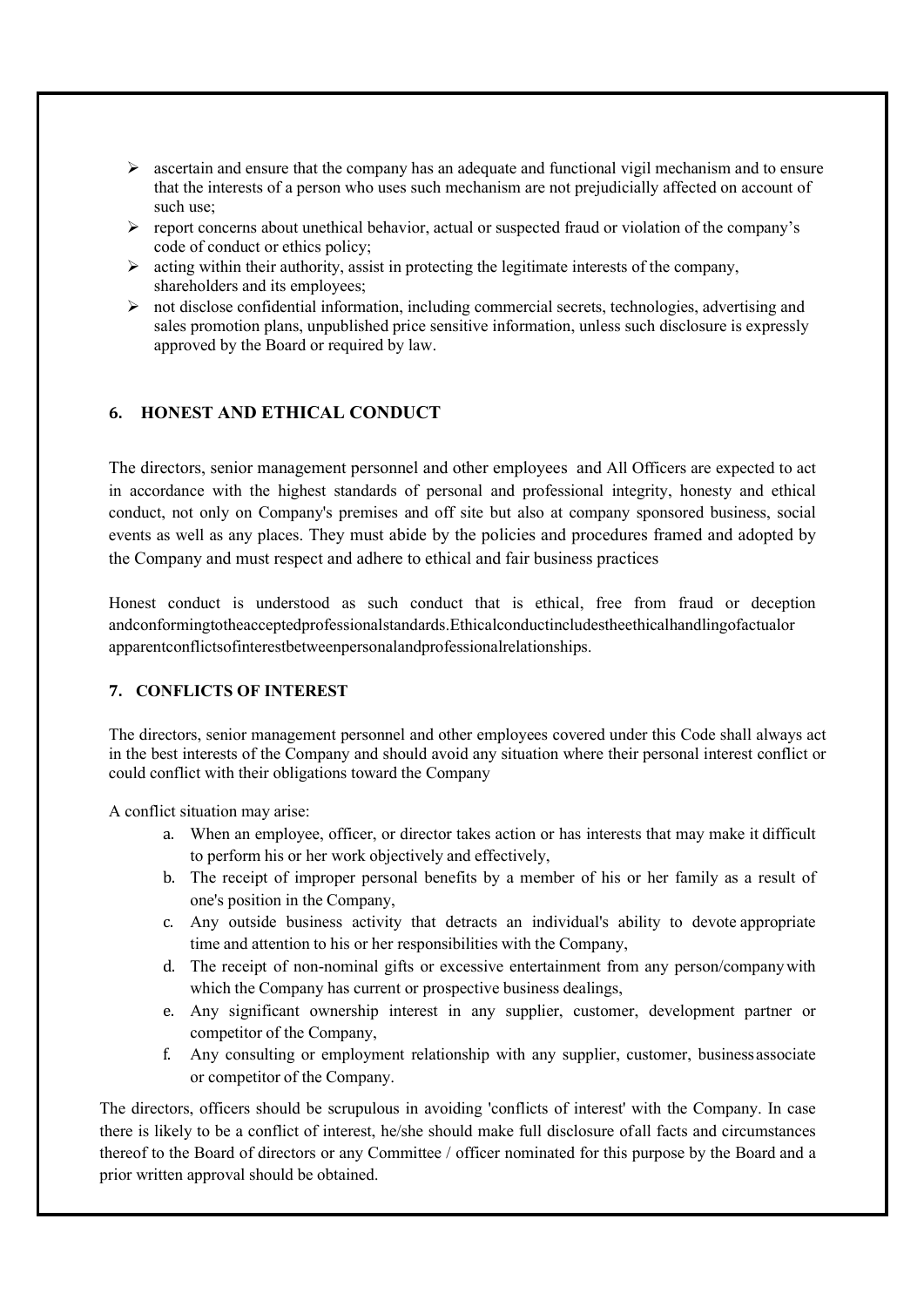- ascertain and ensure that the company has an adequate and functional vigil mechanism and to ensure that the interests of a person who uses such mechanism are not prejudicially affected on account of such use;
- report concerns about unethical behavior, actual or suspected fraud or violation of the company's code of conduct or ethics policy;
- acting within their authority, assist in protecting the legitimate interests of the company, shareholders and its employees;
- not disclose confidential information, including commercial secrets, technologies, advertising and sales promotion plans, unpublished price sensitive information, unless such disclosure is expressly approved by the Board or required by law.

## 6. HONEST AND ETHICAL CONDUCT

The directors, senior management personnel and other employees and All Officers are expected to act in accordance with the highest standards of personal and professional integrity, honesty and ethical conduct, not only on Company's premises and off site but also at company sponsored business, social events as well as any places. They must abide by the policies and procedures framed and adopted by the Company and must respect and adhere to ethical and fair business practices

Honest conduct is understood as such conduct that is ethical, free from fraud or deception andconformingtotheacceptedprofessionalstandards.Ethicalconductincludestheethicalhandlingofactualor apparentconflictsofinterestbetweenpersonalandprofessionalrelationships.

## 7. CONFLICTS OF INTEREST

The directors, senior management personnel and other employees covered under this Code shall always act in the best interests of the Company and should avoid any situation where their personal interest conflict or could conflict with their obligations toward the Company

A conflict situation may arise:

a. When an employee, officer, or director takes action or has interests that may make it difficult to perform his or her work objectively and effectively,
b. The receipt of improper personal benefits by a member of his or her family as a result of one's position in the Company,
c. Any outside business activity that detracts an individual's ability to devote appropriate time and attention to his or her responsibilities with the Company,
d. The receipt of non-nominal gifts or excessive entertainment from any person/company with which the Company has current or prospective business dealings,
e. Any significant ownership interest in any supplier, customer, development partner or competitor of the Company,
f. Any consulting or employment relationship with any supplier, customer, business associate or competitor of the Company.

The directors, officers should be scrupulous in avoiding 'conflicts of interest' with the Company. In case there is likely to be a conflict of interest, he/she should make full disclosure of all facts and circumstances thereof to the Board of directors or any Committee / officer nominated for this purpose by the Board and a prior written approval should be obtained.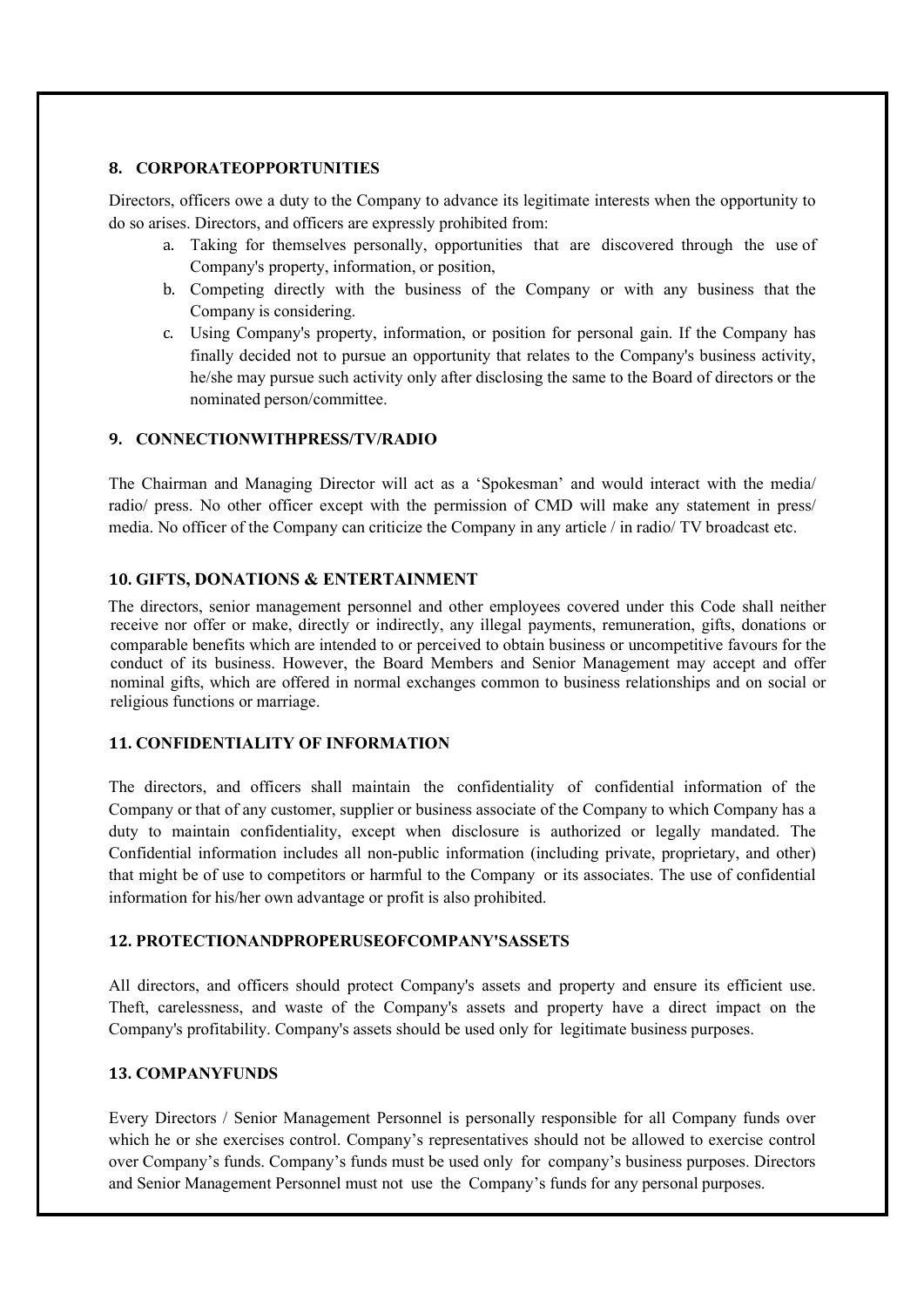## 8. CORPORATEOPPORTUNITIES

Directors, officers owe a duty to the Company to advance its legitimate interests when the opportunity to do so arises. Directors, and officers are expressly prohibited from:

a. Taking for themselves personally, opportunities that are discovered through the use of Company's property, information, or position,
b. Competing directly with the business of the Company or with any business that the Company is considering.
c. Using Company's property, information, or position for personal gain. If the Company has finally decided not to pursue an opportunity that relates to the Company's business activity, he/she may pursue such activity only after disclosing the same to the Board of directors or the nominated person/committee.

## 9. CONNECTIONWITHPRESS/TV/RADIO

The Chairman and Managing Director will act as a 'Spokesman' and would interact with the media/ radio/ press. No other officer except with the permission of CMD will make any statement in press/ media. No officer of the Company can criticize the Company in any article / in radio/ TV broadcast etc.

## 10. GIFTS, DONATIONS & ENTERTAINMENT

The directors, senior management personnel and other employees covered under this Code shall neither receive nor offer or make, directly or indirectly, any illegal payments, remuneration, gifts, donations or comparable benefits which are intended to or perceived to obtain business or uncompetitive favours for the conduct of its business. However, the Board Members and Senior Management may accept and offer nominal gifts, which are offered in normal exchanges common to business relationships and on social or religious functions or marriage.

## 11. CONFIDENTIALITY OF INFORMATION

The directors, and officers shall maintain the confidentiality of confidential information of the Company or that of any customer, supplier or business associate of the Company to which Company has a duty to maintain confidentiality, except when disclosure is authorized or legally mandated. The Confidential information includes all non-public information (including private, proprietary, and other) that might be of use to competitors or harmful to the Company or its associates. The use of confidential information for his/her own advantage or profit is also prohibited.

## 12. PROTECTIONANDPROPERUSEOFCOMPANY'SASSETS

All directors, and officers should protect Company's assets and property and ensure its efficient use. Theft, carelessness, and waste of the Company's assets and property have a direct impact on the Company's profitability. Company's assets should be used only for legitimate business purposes.

## 13. COMPANYFUNDS

Every Directors / Senior Management Personnel is personally responsible for all Company funds over which he or she exercises control. Company's representatives should not be allowed to exercise control over Company's funds. Company's funds must be used only for company's business purposes. Directors and Senior Management Personnel must not use the Company's funds for any personal purposes.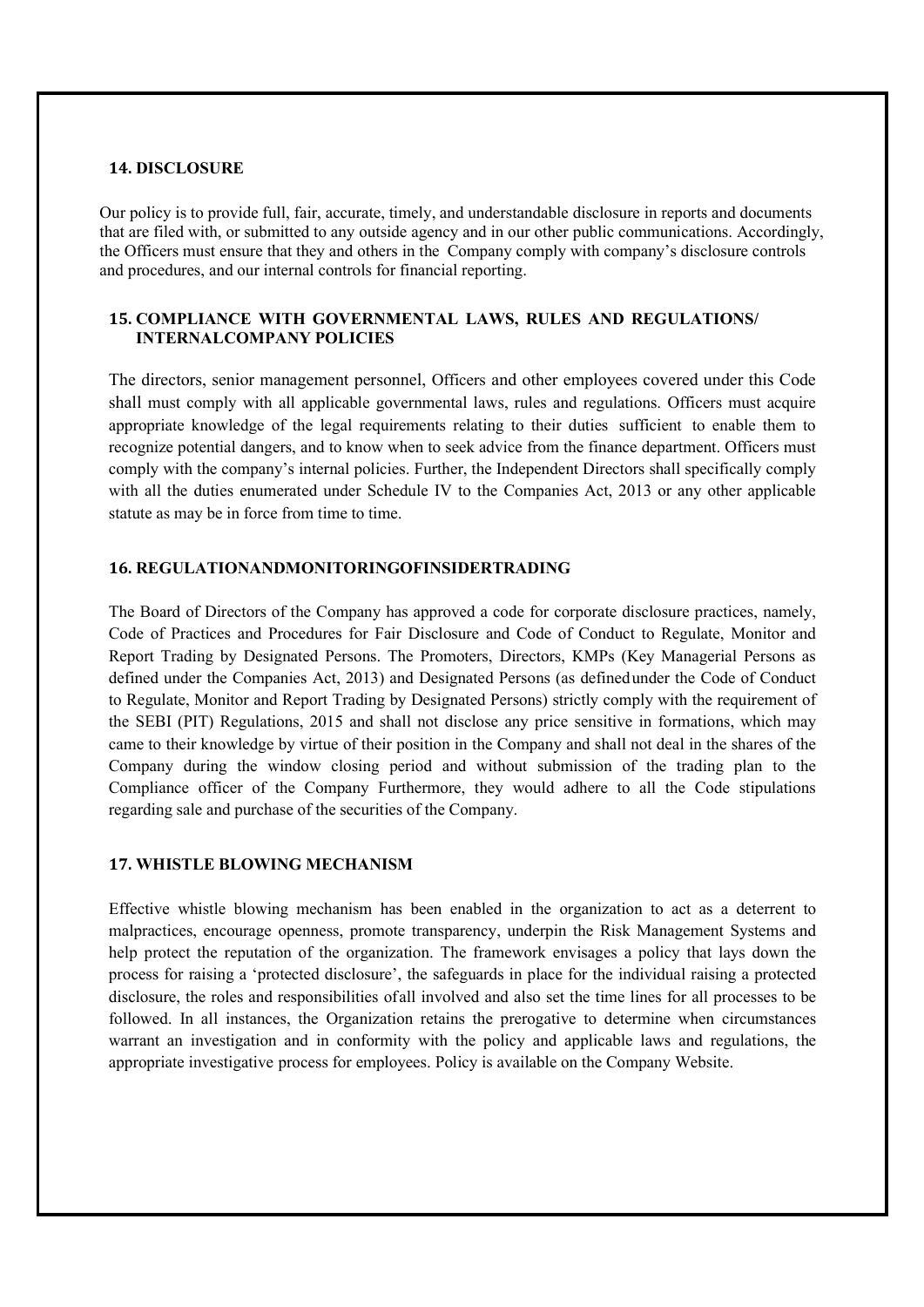### 14. DISCLOSURE

Our policy is to provide full, fair, accurate, timely, and understandable disclosure in reports and documents that are filed with, or submitted to any outside agency and in our other public communications. Accordingly, the Officers must ensure that they and others in the Company comply with company's disclosure controls and procedures, and our internal controls for financial reporting.

### 15. COMPLIANCE WITH GOVERNMENTAL LAWS, RULES AND REGULATIONS/ INTERNALCOMPANY POLICIES

The directors, senior management personnel, Officers and other employees covered under this Code shall must comply with all applicable governmental laws, rules and regulations. Officers must acquire appropriate knowledge of the legal requirements relating to their duties sufficient to enable them to recognize potential dangers, and to know when to seek advice from the finance department. Officers must comply with the company's internal policies. Further, the Independent Directors shall specifically comply with all the duties enumerated under Schedule IV to the Companies Act, 2013 or any other applicable statute as may be in force from time to time.

### 16. REGULATIONANDMONITORINGOFINSIDERTRADING

The Board of Directors of the Company has approved a code for corporate disclosure practices, namely, Code of Practices and Procedures for Fair Disclosure and Code of Conduct to Regulate, Monitor and Report Trading by Designated Persons. The Promoters, Directors, KMPs (Key Managerial Persons as defined under the Companies Act, 2013) and Designated Persons (as definedunder the Code of Conduct to Regulate, Monitor and Report Trading by Designated Persons) strictly comply with the requirement of the SEBI (PIT) Regulations, 2015 and shall not disclose any price sensitive in formations, which may came to their knowledge by virtue of their position in the Company and shall not deal in the shares of the Company during the window closing period and without submission of the trading plan to the Compliance officer of the Company Furthermore, they would adhere to all the Code stipulations regarding sale and purchase of the securities of the Company.

### 17. WHISTLE BLOWING MECHANISM

Effective whistle blowing mechanism has been enabled in the organization to act as a deterrent to malpractices, encourage openness, promote transparency, underpin the Risk Management Systems and help protect the reputation of the organization. The framework envisages a policy that lays down the process for raising a 'protected disclosure', the safeguards in place for the individual raising a protected disclosure, the roles and responsibilities ofall involved and also set the time lines for all processes to be followed. In all instances, the Organization retains the prerogative to determine when circumstances warrant an investigation and in conformity with the policy and applicable laws and regulations, the appropriate investigative process for employees. Policy is available on the Company Website.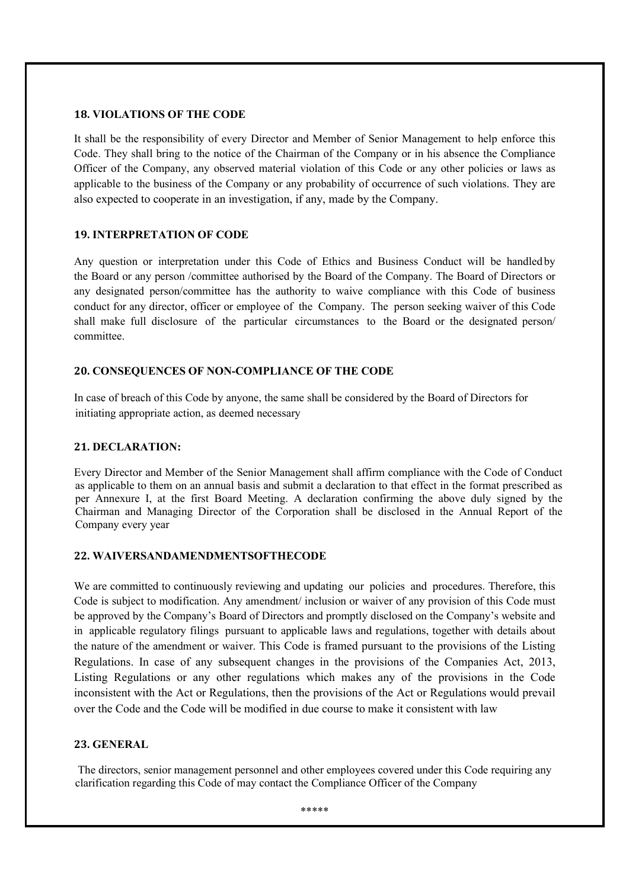### 18. VIOLATIONS OF THE CODE

It shall be the responsibility of every Director and Member of Senior Management to help enforce this Code. They shall bring to the notice of the Chairman of the Company or in his absence the Compliance Officer of the Company, any observed material violation of this Code or any other policies or laws as applicable to the business of the Company or any probability of occurrence of such violations. They are also expected to cooperate in an investigation, if any, made by the Company.

### 19. INTERPRETATION OF CODE

Any question or interpretation under this Code of Ethics and Business Conduct will be handled by the Board or any person /committee authorised by the Board of the Company. The Board of Directors or any designated person/committee has the authority to waive compliance with this Code of business conduct for any director, officer or employee of the Company. The person seeking waiver of this Code shall make full disclosure of the particular circumstances to the Board or the designated person/ committee.

### 20. CONSEQUENCES OF NON-COMPLIANCE OF THE CODE

In case of breach of this Code by anyone, the same shall be considered by the Board of Directors for initiating appropriate action, as deemed necessary

### 21. DECLARATION:

Every Director and Member of the Senior Management shall affirm compliance with the Code of Conduct as applicable to them on an annual basis and submit a declaration to that effect in the format prescribed as per Annexure I, at the first Board Meeting. A declaration confirming the above duly signed by the Chairman and Managing Director of the Corporation shall be disclosed in the Annual Report of the Company every year

### 22. WAIVERSANDAMENDMENTSOFTHECODE

We are committed to continuously reviewing and updating our policies and procedures. Therefore, this Code is subject to modification. Any amendment/ inclusion or waiver of any provision of this Code must be approved by the Company's Board of Directors and promptly disclosed on the Company's website and in applicable regulatory filings pursuant to applicable laws and regulations, together with details about the nature of the amendment or waiver. This Code is framed pursuant to the provisions of the Listing Regulations. In case of any subsequent changes in the provisions of the Companies Act, 2013, Listing Regulations or any other regulations which makes any of the provisions in the Code inconsistent with the Act or Regulations, then the provisions of the Act or Regulations would prevail over the Code and the Code will be modified in due course to make it consistent with law

### 23. GENERAL

The directors, senior management personnel and other employees covered under this Code requiring any clarification regarding this Code of may contact the Compliance Officer of the Company

*****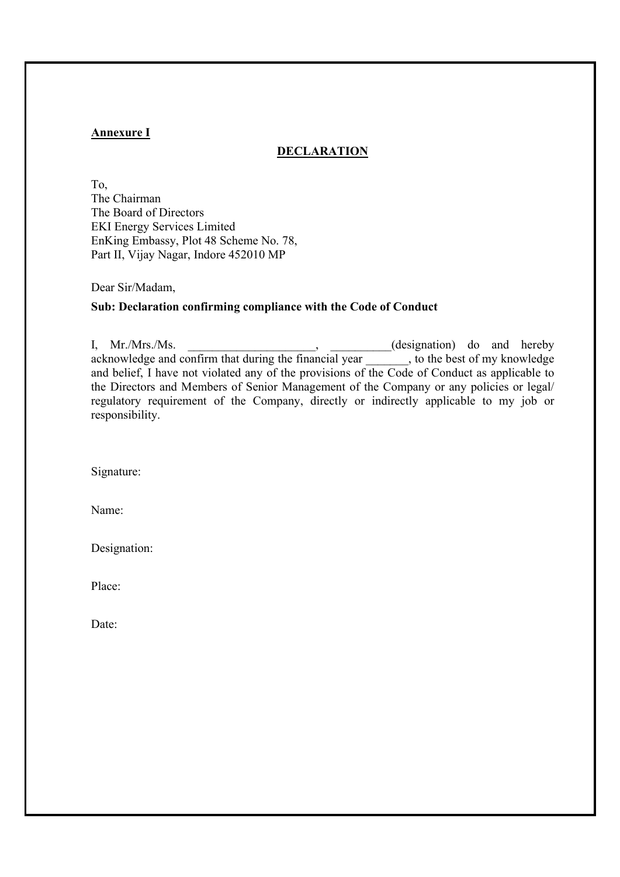**Annexure I**

**DECLARATION**

To,
The Chairman
The Board of Directors
EKI Energy Services Limited
EnKing Embassy, Plot 48 Scheme No. 78,
Part II, Vijay Nagar, Indore 452010 MP

Dear Sir/Madam,

**Sub: Declaration confirming compliance with the Code of Conduct**

I, Mr./Mrs./Ms. ____________________, __________(designation) do and hereby acknowledge and confirm that during the financial year _______, to the best of my knowledge and belief, I have not violated any of the provisions of the Code of Conduct as applicable to the Directors and Members of Senior Management of the Company or any policies or legal/ regulatory requirement of the Company, directly or indirectly applicable to my job or responsibility.

Signature:

Name:

Designation:

Place:

Date: